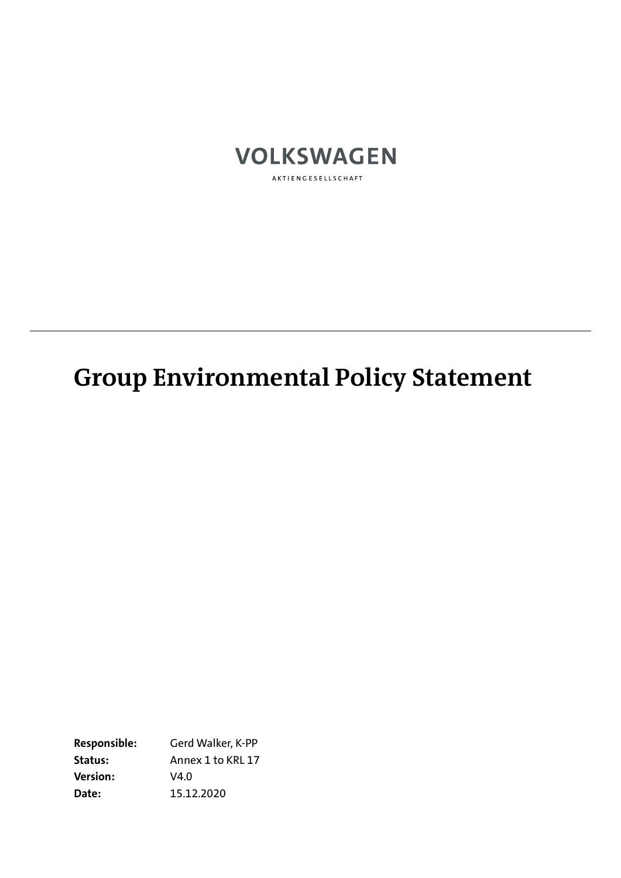VOLKSWAGEN

AKTIENGESELLSCHAFT

---

# Group Environmental Policy Statement

| | |
|---|---|
| **Responsible:** | Gerd Walker, K-PP |
| **Status:** | Annex 1 to KRL 17 |
| **Version:** | V4.0 |
| **Date:** | 15.12.2020 |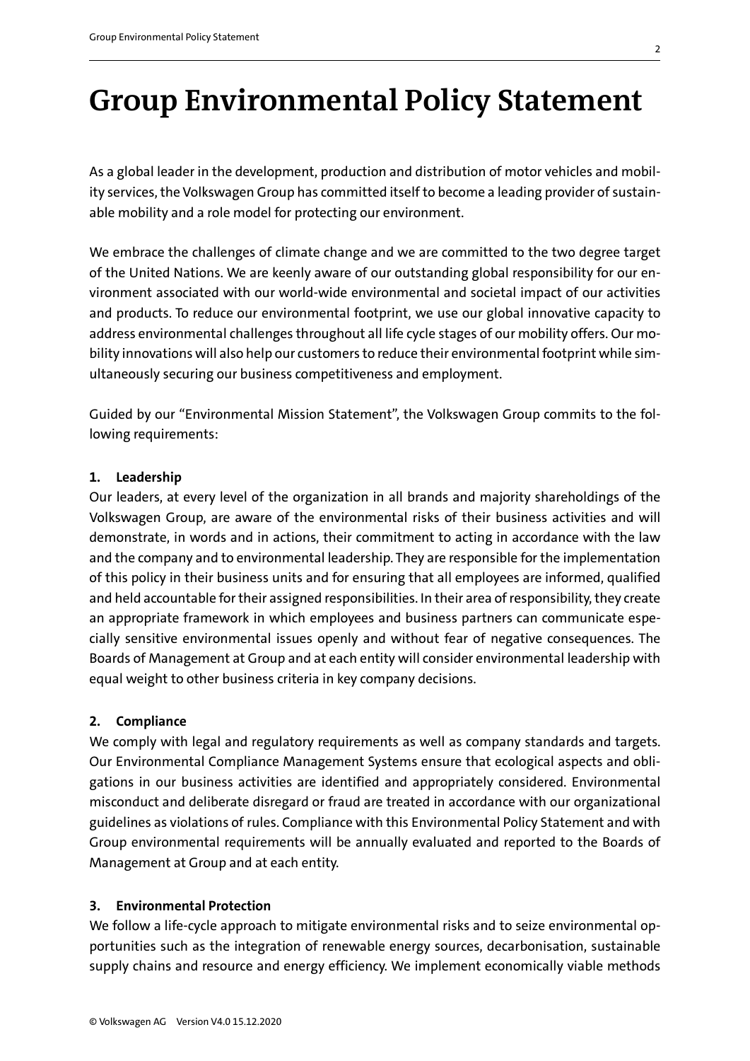# Group Environmental Policy Statement

As a global leader in the development, production and distribution of motor vehicles and mobility services, the Volkswagen Group has committed itself to become a leading provider of sustainable mobility and a role model for protecting our environment.

We embrace the challenges of climate change and we are committed to the two degree target of the United Nations. We are keenly aware of our outstanding global responsibility for our environment associated with our world-wide environmental and societal impact of our activities and products. To reduce our environmental footprint, we use our global innovative capacity to address environmental challenges throughout all life cycle stages of our mobility offers. Our mobility innovations will also help our customers to reduce their environmental footprint while simultaneously securing our business competitiveness and employment.

Guided by our "Environmental Mission Statement", the Volkswagen Group commits to the following requirements:

**1. Leadership**

Our leaders, at every level of the organization in all brands and majority shareholdings of the Volkswagen Group, are aware of the environmental risks of their business activities and will demonstrate, in words and in actions, their commitment to acting in accordance with the law and the company and to environmental leadership. They are responsible for the implementation of this policy in their business units and for ensuring that all employees are informed, qualified and held accountable for their assigned responsibilities. In their area of responsibility, they create an appropriate framework in which employees and business partners can communicate especially sensitive environmental issues openly and without fear of negative consequences. The Boards of Management at Group and at each entity will consider environmental leadership with equal weight to other business criteria in key company decisions.

**2. Compliance**

We comply with legal and regulatory requirements as well as company standards and targets. Our Environmental Compliance Management Systems ensure that ecological aspects and obligations in our business activities are identified and appropriately considered. Environmental misconduct and deliberate disregard or fraud are treated in accordance with our organizational guidelines as violations of rules. Compliance with this Environmental Policy Statement and with Group environmental requirements will be annually evaluated and reported to the Boards of Management at Group and at each entity.

**3. Environmental Protection**

We follow a life-cycle approach to mitigate environmental risks and to seize environmental opportunities such as the integration of renewable energy sources, decarbonisation, sustainable supply chains and resource and energy efficiency. We implement economically viable methods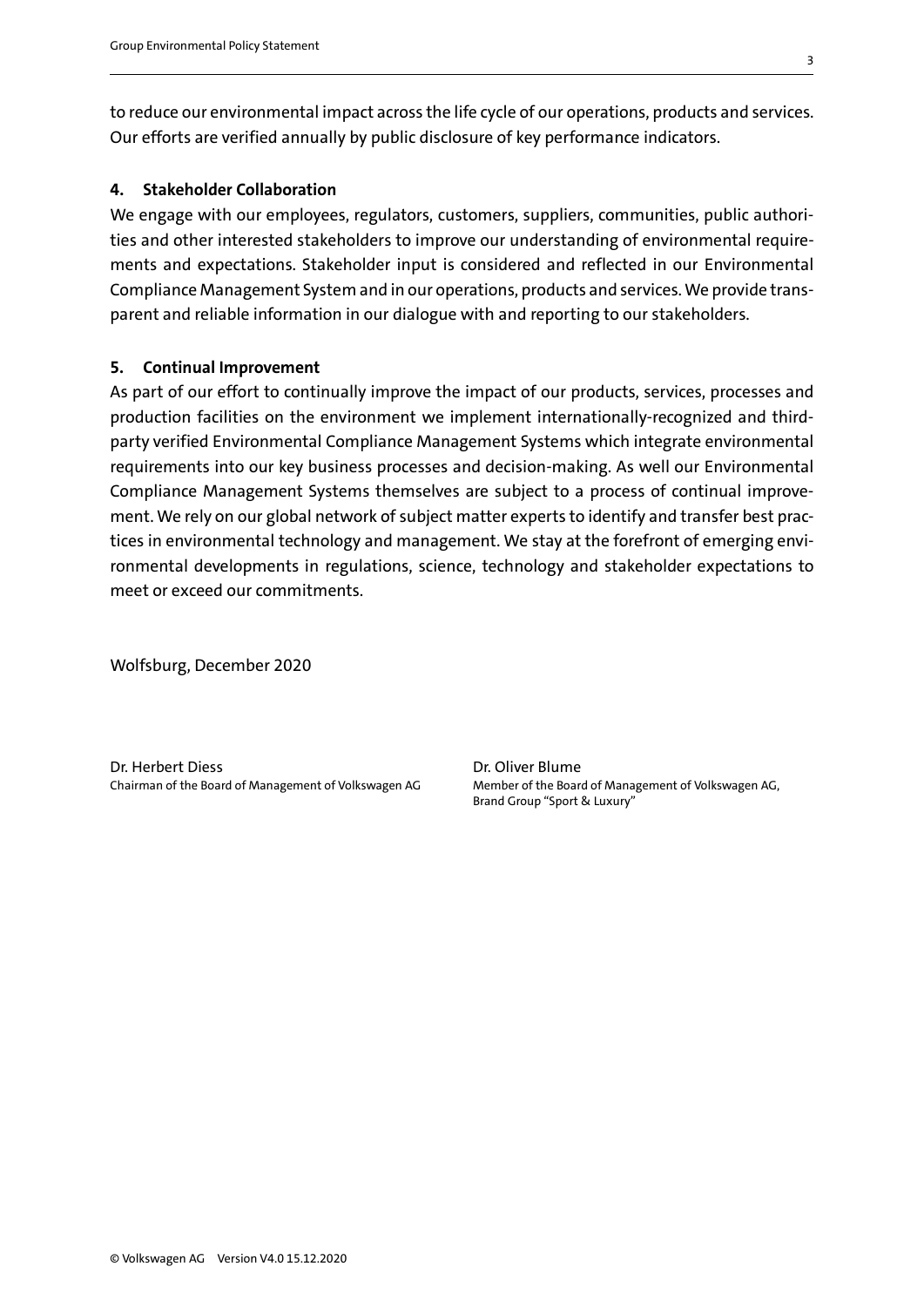to reduce our environmental impact across the life cycle of our operations, products and services. Our efforts are verified annually by public disclosure of key performance indicators.

#### 4. Stakeholder Collaboration

We engage with our employees, regulators, customers, suppliers, communities, public authorities and other interested stakeholders to improve our understanding of environmental requirements and expectations. Stakeholder input is considered and reflected in our Environmental Compliance Management System and in our operations, products and services. We provide transparent and reliable information in our dialogue with and reporting to our stakeholders.

#### 5. Continual Improvement

As part of our effort to continually improve the impact of our products, services, processes and production facilities on the environment we implement internationally-recognized and third-party verified Environmental Compliance Management Systems which integrate environmental requirements into our key business processes and decision-making. As well our Environmental Compliance Management Systems themselves are subject to a process of continual improvement. We rely on our global network of subject matter experts to identify and transfer best practices in environmental technology and management. We stay at the forefront of emerging environmental developments in regulations, science, technology and stakeholder expectations to meet or exceed our commitments.

Wolfsburg, December 2020

Dr. Herbert Diess
Chairman of the Board of Management of Volkswagen AG

Dr. Oliver Blume
Member of the Board of Management of Volkswagen AG, Brand Group "Sport & Luxury"

© Volkswagen AG Version V4.0 15.12.2020